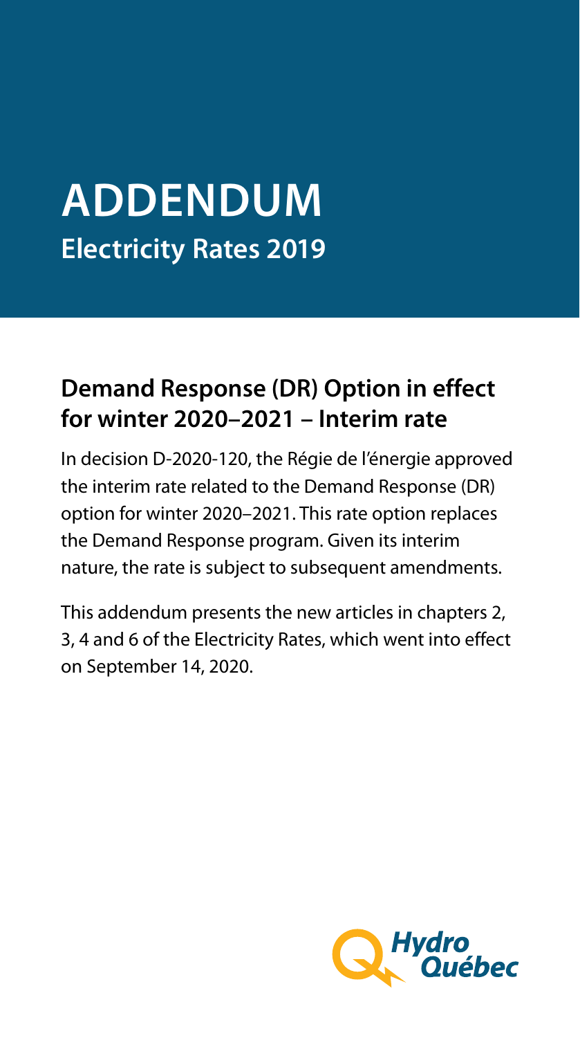# ADDENDUM

## Electricity Rates 2019

### Demand Response (DR) Option in effect for winter 2020–2021 – Interim rate

In decision D-2020-120, the Régie de l'énergie approved the interim rate related to the Demand Response (DR) option for winter 2020–2021. This rate option replaces the Demand Response program. Given its interim nature, the rate is subject to subsequent amendments.

This addendum presents the new articles in chapters 2, 3, 4 and 6 of the Electricity Rates, which went into effect on September 14, 2020.

Hydro Québec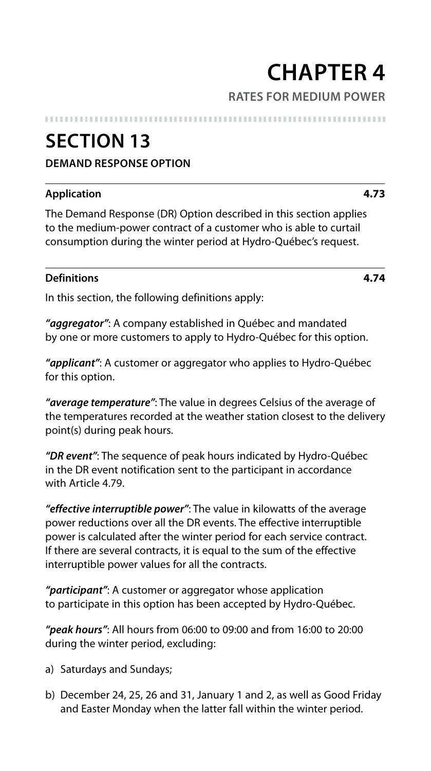# CHAPTER 4

**RATES FOR MEDIUM POWER**

## SECTION 13

**DEMAND RESPONSE OPTION**

### Application 4.73

The Demand Response (DR) Option described in this section applies to the medium-power contract of a customer who is able to curtail consumption during the winter period at Hydro-Québec's request.

### Definitions 4.74

In this section, the following definitions apply:

***"aggregator"***: A company established in Québec and mandated by one or more customers to apply to Hydro-Québec for this option.

***"applicant"***: A customer or aggregator who applies to Hydro-Québec for this option.

***"average temperature"***: The value in degrees Celsius of the average of the temperatures recorded at the weather station closest to the delivery point(s) during peak hours.

***"DR event"***: The sequence of peak hours indicated by Hydro-Québec in the DR event notification sent to the participant in accordance with Article 4.79.

***"effective interruptible power"***: The value in kilowatts of the average power reductions over all the DR events. The effective interruptible power is calculated after the winter period for each service contract. If there are several contracts, it is equal to the sum of the effective interruptible power values for all the contracts.

***"participant"***: A customer or aggregator whose application to participate in this option has been accepted by Hydro-Québec.

***"peak hours"***: All hours from 06:00 to 09:00 and from 16:00 to 20:00 during the winter period, excluding:

a) Saturdays and Sundays;

b) December 24, 25, 26 and 31, January 1 and 2, as well as Good Friday and Easter Monday when the latter fall within the winter period.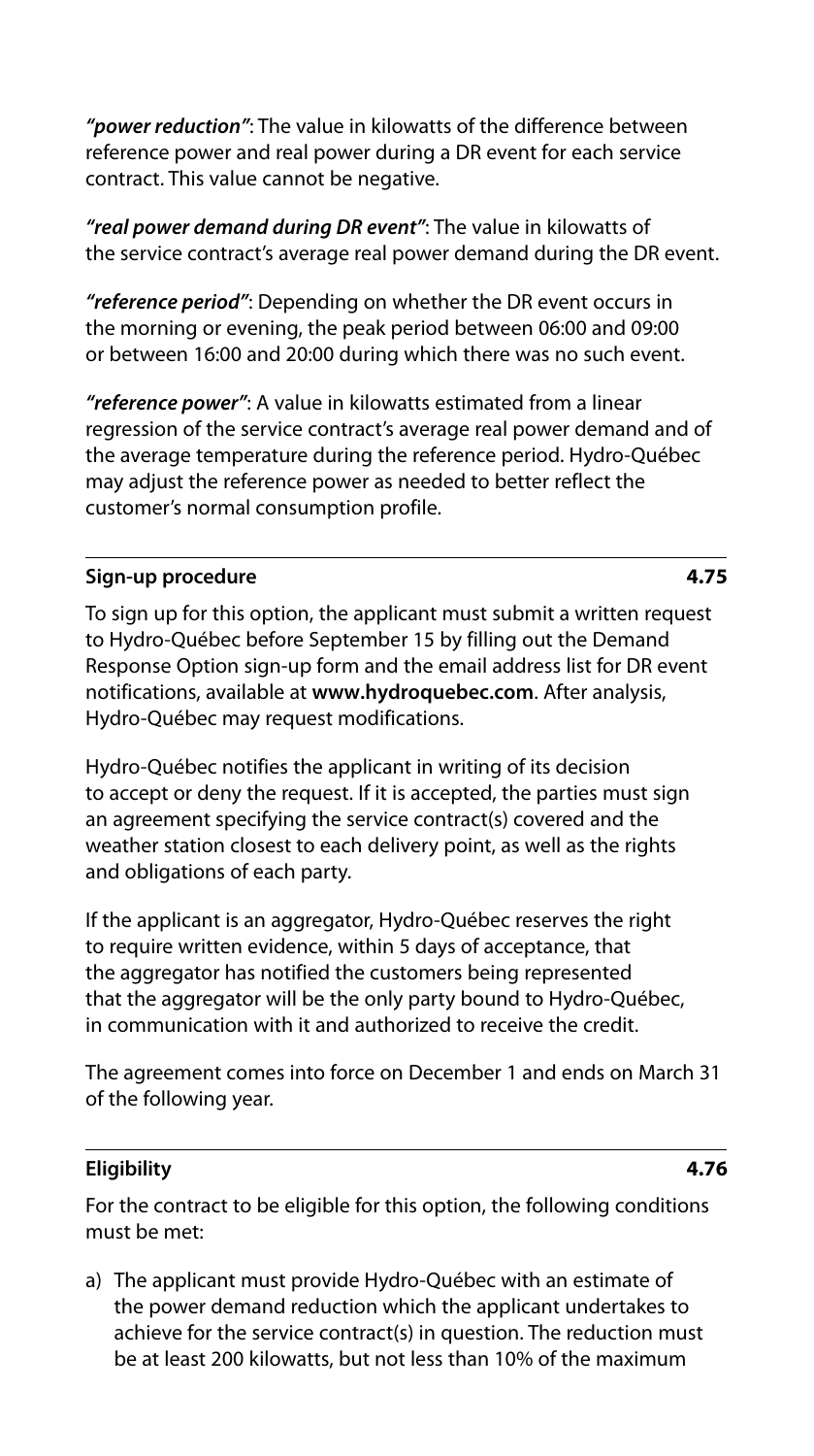***"power reduction"***: The value in kilowatts of the difference between reference power and real power during a DR event for each service contract. This value cannot be negative.

***"real power demand during DR event"***: The value in kilowatts of the service contract's average real power demand during the DR event.

***"reference period"***: Depending on whether the DR event occurs in the morning or evening, the peak period between 06:00 and 09:00 or between 16:00 and 20:00 during which there was no such event.

***"reference power"***: A value in kilowatts estimated from a linear regression of the service contract's average real power demand and of the average temperature during the reference period. Hydro-Québec may adjust the reference power as needed to better reflect the customer's normal consumption profile.

### Sign-up procedure **4.75**

To sign up for this option, the applicant must submit a written request to Hydro-Québec before September 15 by filling out the Demand Response Option sign-up form and the email address list for DR event notifications, available at **www.hydroquebec.com**. After analysis, Hydro-Québec may request modifications.

Hydro-Québec notifies the applicant in writing of its decision to accept or deny the request. If it is accepted, the parties must sign an agreement specifying the service contract(s) covered and the weather station closest to each delivery point, as well as the rights and obligations of each party.

If the applicant is an aggregator, Hydro-Québec reserves the right to require written evidence, within 5 days of acceptance, that the aggregator has notified the customers being represented that the aggregator will be the only party bound to Hydro-Québec, in communication with it and authorized to receive the credit.

The agreement comes into force on December 1 and ends on March 31 of the following year.

### Eligibility **4.76**

For the contract to be eligible for this option, the following conditions must be met:

a) The applicant must provide Hydro-Québec with an estimate of the power demand reduction which the applicant undertakes to achieve for the service contract(s) in question. The reduction must be at least 200 kilowatts, but not less than 10% of the maximum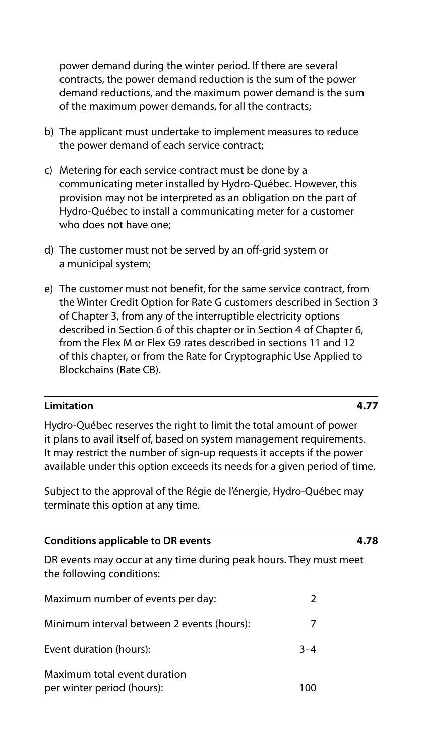power demand during the winter period. If there are several contracts, the power demand reduction is the sum of the power demand reductions, and the maximum power demand is the sum of the maximum power demands, for all the contracts;

b) The applicant must undertake to implement measures to reduce the power demand of each service contract;

c) Metering for each service contract must be done by a communicating meter installed by Hydro-Québec. However, this provision may not be interpreted as an obligation on the part of Hydro-Québec to install a communicating meter for a customer who does not have one;

d) The customer must not be served by an off-grid system or a municipal system;

e) The customer must not benefit, for the same service contract, from the Winter Credit Option for Rate G customers described in Section 3 of Chapter 3, from any of the interruptible electricity options described in Section 6 of this chapter or in Section 4 of Chapter 6, from the Flex M or Flex G9 rates described in sections 11 and 12 of this chapter, or from the Rate for Cryptographic Use Applied to Blockchains (Rate CB).

### Limitation **4.77**

Hydro-Québec reserves the right to limit the total amount of power it plans to avail itself of, based on system management requirements. It may restrict the number of sign-up requests it accepts if the power available under this option exceeds its needs for a given period of time.

Subject to the approval of the Régie de l'énergie, Hydro-Québec may terminate this option at any time.

### Conditions applicable to DR events **4.78**

DR events may occur at any time during peak hours. They must meet the following conditions:

| | |
|---|---|
| Maximum number of events per day: | 2 |
| Minimum interval between 2 events (hours): | 7 |
| Event duration (hours): | 3–4 |
| Maximum total event duration per winter period (hours): | 100 |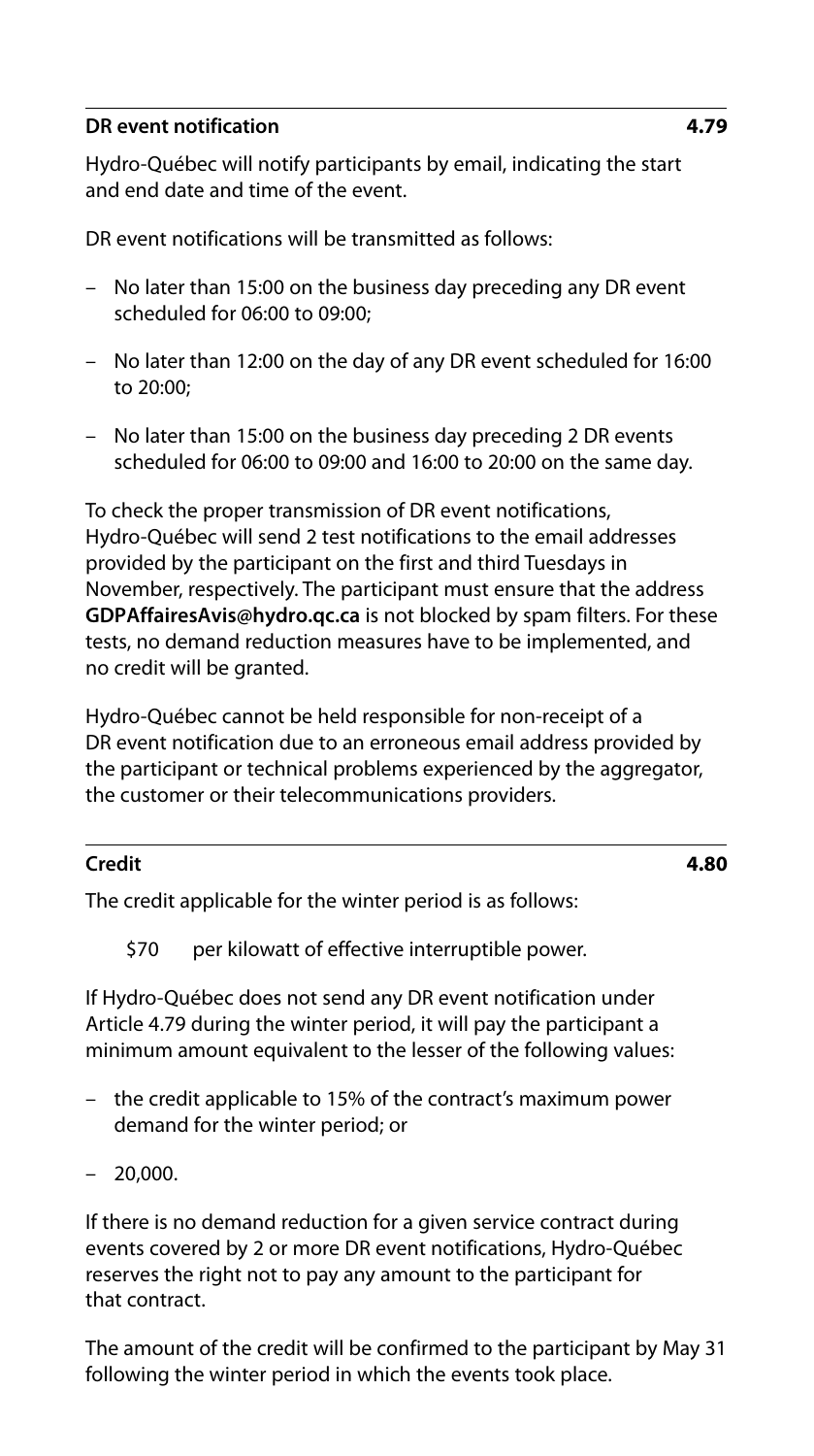### DR event notification 4.79

Hydro-Québec will notify participants by email, indicating the start and end date and time of the event.

DR event notifications will be transmitted as follows:

- No later than 15:00 on the business day preceding any DR event scheduled for 06:00 to 09:00;
- No later than 12:00 on the day of any DR event scheduled for 16:00 to 20:00;
- No later than 15:00 on the business day preceding 2 DR events scheduled for 06:00 to 09:00 and 16:00 to 20:00 on the same day.

To check the proper transmission of DR event notifications, Hydro-Québec will send 2 test notifications to the email addresses provided by the participant on the first and third Tuesdays in November, respectively. The participant must ensure that the address **GDPAffairesAvis@hydro.qc.ca** is not blocked by spam filters. For these tests, no demand reduction measures have to be implemented, and no credit will be granted.

Hydro-Québec cannot be held responsible for non-receipt of a DR event notification due to an erroneous email address provided by the participant or technical problems experienced by the aggregator, the customer or their telecommunications providers.

### Credit 4.80

The credit applicable for the winter period is as follows:

$70 per kilowatt of effective interruptible power.

If Hydro-Québec does not send any DR event notification under Article 4.79 during the winter period, it will pay the participant a minimum amount equivalent to the lesser of the following values:

- the credit applicable to 15% of the contract's maximum power demand for the winter period; or
- 20,000.

If there is no demand reduction for a given service contract during events covered by 2 or more DR event notifications, Hydro-Québec reserves the right not to pay any amount to the participant for that contract.

The amount of the credit will be confirmed to the participant by May 31 following the winter period in which the events took place.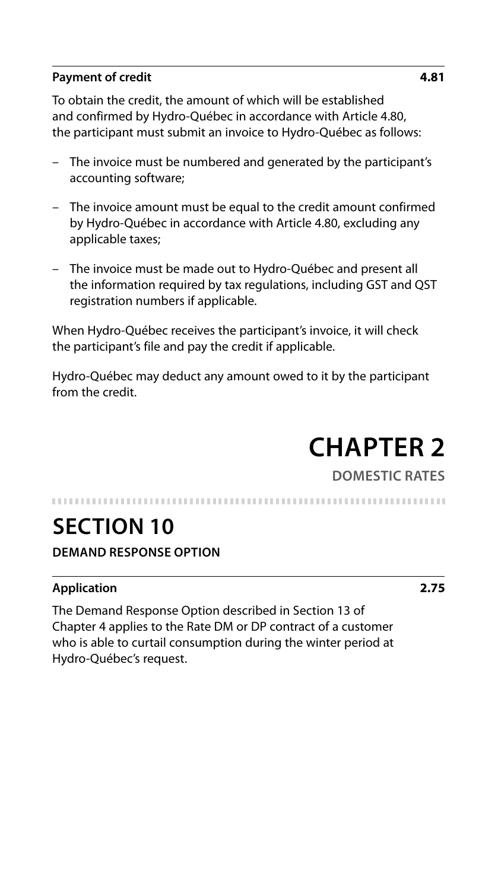**Payment of credit** **4.81**

To obtain the credit, the amount of which will be established and confirmed by Hydro-Québec in accordance with Article 4.80, the participant must submit an invoice to Hydro-Québec as follows:

- The invoice must be numbered and generated by the participant's accounting software;
- The invoice amount must be equal to the credit amount confirmed by Hydro-Québec in accordance with Article 4.80, excluding any applicable taxes;
- The invoice must be made out to Hydro-Québec and present all the information required by tax regulations, including GST and QST registration numbers if applicable.

When Hydro-Québec receives the participant's invoice, it will check the participant's file and pay the credit if applicable.

Hydro-Québec may deduct any amount owed to it by the participant from the credit.

# CHAPTER 2

**DOMESTIC RATES**

## SECTION 10

**DEMAND RESPONSE OPTION**

**Application** **2.75**

The Demand Response Option described in Section 13 of Chapter 4 applies to the Rate DM or DP contract of a customer who is able to curtail consumption during the winter period at Hydro-Québec's request.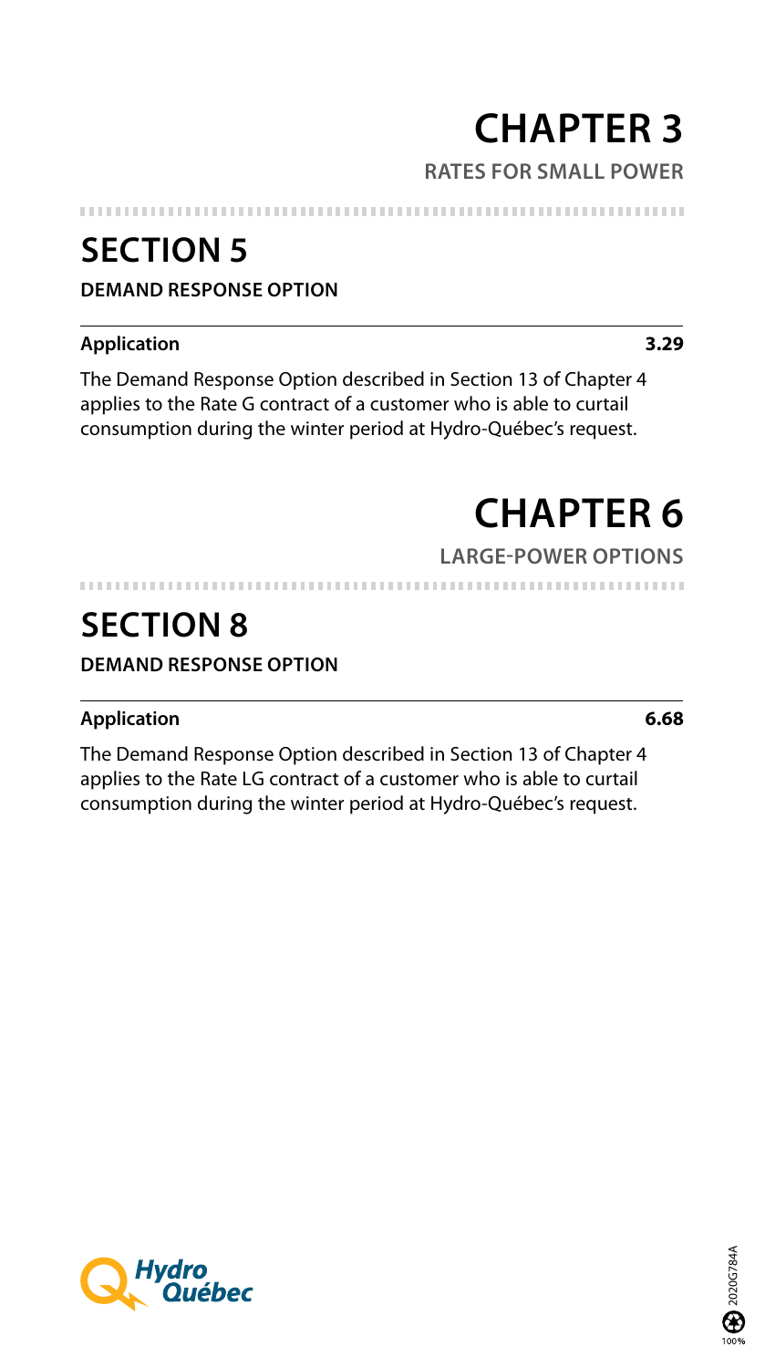# CHAPTER 3

**RATES FOR SMALL POWER**

## SECTION 5

**DEMAND RESPONSE OPTION**

### Application 3.29

The Demand Response Option described in Section 13 of Chapter 4 applies to the Rate G contract of a customer who is able to curtail consumption during the winter period at Hydro-Québec's request.

# CHAPTER 6

**LARGE-POWER OPTIONS**

## SECTION 8

**DEMAND RESPONSE OPTION**

### Application 6.68

The Demand Response Option described in Section 13 of Chapter 4 applies to the Rate LG contract of a customer who is able to curtail consumption during the winter period at Hydro-Québec's request.

2020G784A